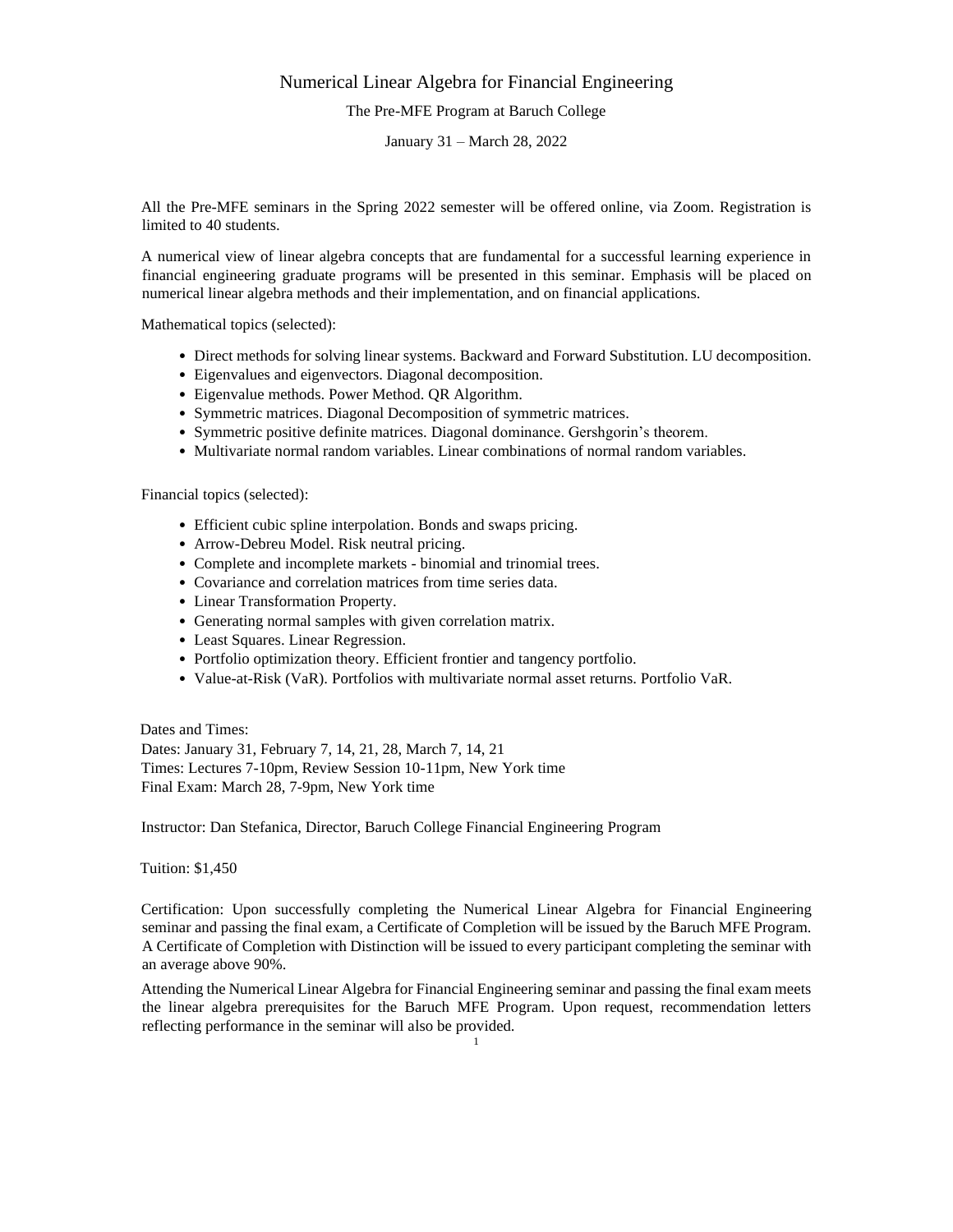# Numerical Linear Algebra for Financial Engineering

The Pre-MFE Program at Baruch College

January 31 – March 28, 2022

All the Pre-MFE seminars in the Spring 2022 semester will be offered online, via Zoom. Registration is limited to 40 students.

A numerical view of linear algebra concepts that are fundamental for a successful learning experience in financial engineering graduate programs will be presented in this seminar. Emphasis will be placed on numerical linear algebra methods and their implementation, and on financial applications.

Mathematical topics (selected):

- Direct methods for solving linear systems. Backward and Forward Substitution. LU decomposition.
- Eigenvalues and eigenvectors. Diagonal decomposition.
- Eigenvalue methods. Power Method. QR Algorithm.
- Symmetric matrices. Diagonal Decomposition of symmetric matrices.
- Symmetric positive definite matrices. Diagonal dominance. Gershgorin's theorem.
- Multivariate normal random variables. Linear combinations of normal random variables.

Financial topics (selected):

- Efficient cubic spline interpolation. Bonds and swaps pricing.
- Arrow-Debreu Model. Risk neutral pricing.
- Complete and incomplete markets - binomial and trinomial trees.
- Covariance and correlation matrices from time series data.
- Linear Transformation Property.
- Generating normal samples with given correlation matrix.
- Least Squares. Linear Regression.
- Portfolio optimization theory. Efficient frontier and tangency portfolio.
- Value-at-Risk (VaR). Portfolios with multivariate normal asset returns. Portfolio VaR.

Dates and Times:
Dates: January 31, February 7, 14, 21, 28, March 7, 14, 21
Times: Lectures 7-10pm, Review Session 10-11pm, New York time
Final Exam: March 28, 7-9pm, New York time

Instructor: Dan Stefanica, Director, Baruch College Financial Engineering Program

Tuition: $1,450

Certification: Upon successfully completing the Numerical Linear Algebra for Financial Engineering seminar and passing the final exam, a Certificate of Completion will be issued by the Baruch MFE Program. A Certificate of Completion with Distinction will be issued to every participant completing the seminar with an average above 90%.

Attending the Numerical Linear Algebra for Financial Engineering seminar and passing the final exam meets the linear algebra prerequisites for the Baruch MFE Program. Upon request, recommendation letters reflecting performance in the seminar will also be provided.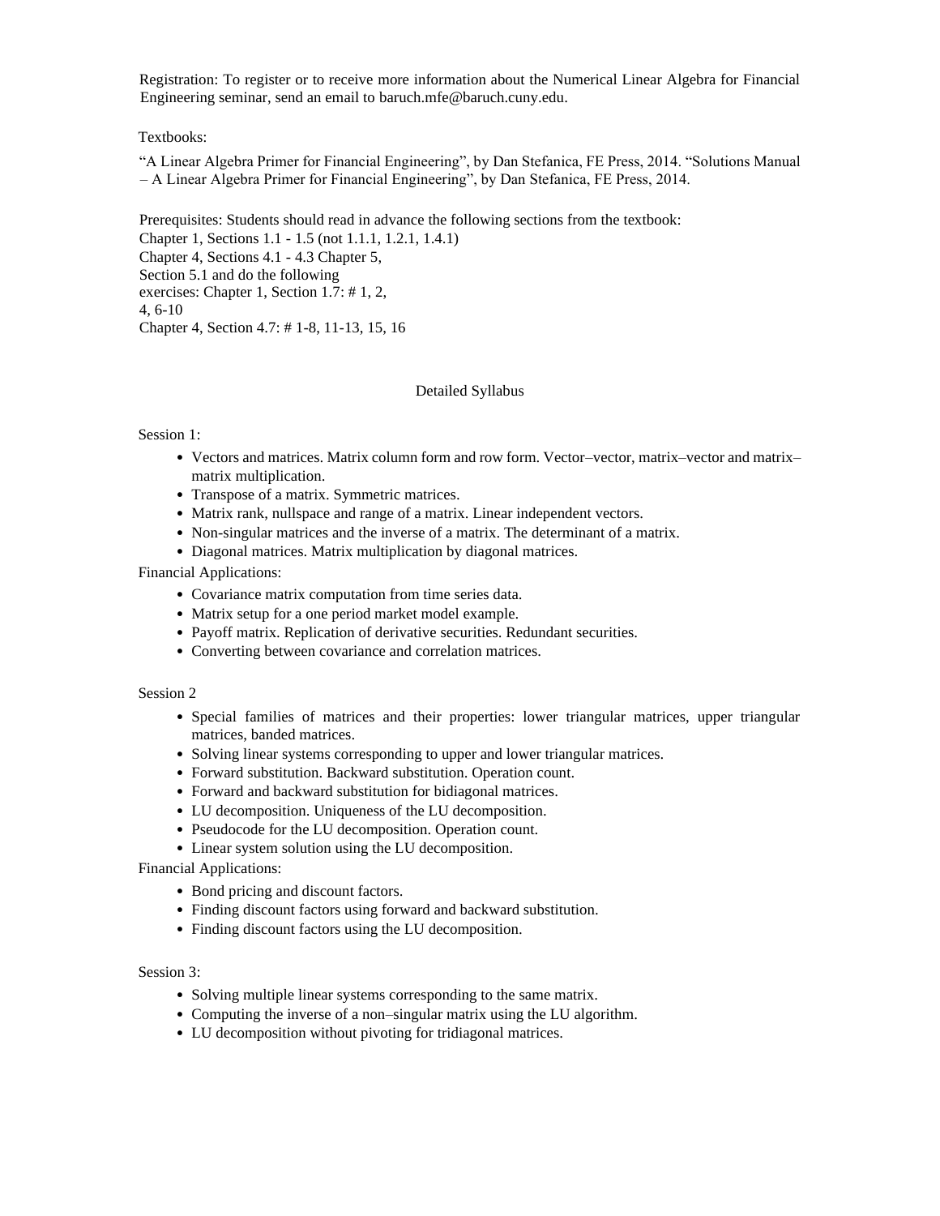Registration: To register or to receive more information about the Numerical Linear Algebra for Financial Engineering seminar, send an email to baruch.mfe@baruch.cuny.edu.

Textbooks:

"A Linear Algebra Primer for Financial Engineering", by Dan Stefanica, FE Press, 2014. "Solutions Manual – A Linear Algebra Primer for Financial Engineering", by Dan Stefanica, FE Press, 2014.

Prerequisites: Students should read in advance the following sections from the textbook:
Chapter 1, Sections 1.1 - 1.5 (not 1.1.1, 1.2.1, 1.4.1)
Chapter 4, Sections 4.1 - 4.3 Chapter 5,
Section 5.1 and do the following
exercises: Chapter 1, Section 1.7: # 1, 2,
4, 6-10
Chapter 4, Section 4.7: # 1-8, 11-13, 15, 16

## Detailed Syllabus

Session 1:

- Vectors and matrices. Matrix column form and row form. Vector–vector, matrix–vector and matrix–matrix multiplication.
- Transpose of a matrix. Symmetric matrices.
- Matrix rank, nullspace and range of a matrix. Linear independent vectors.
- Non-singular matrices and the inverse of a matrix. The determinant of a matrix.
- Diagonal matrices. Matrix multiplication by diagonal matrices.

Financial Applications:

- Covariance matrix computation from time series data.
- Matrix setup for a one period market model example.
- Payoff matrix. Replication of derivative securities. Redundant securities.
- Converting between covariance and correlation matrices.

Session 2

- Special families of matrices and their properties: lower triangular matrices, upper triangular matrices, banded matrices.
- Solving linear systems corresponding to upper and lower triangular matrices.
- Forward substitution. Backward substitution. Operation count.
- Forward and backward substitution for bidiagonal matrices.
- LU decomposition. Uniqueness of the LU decomposition.
- Pseudocode for the LU decomposition. Operation count.
- Linear system solution using the LU decomposition.

Financial Applications:

- Bond pricing and discount factors.
- Finding discount factors using forward and backward substitution.
- Finding discount factors using the LU decomposition.

Session 3:

- Solving multiple linear systems corresponding to the same matrix.
- Computing the inverse of a non–singular matrix using the LU algorithm.
- LU decomposition without pivoting for tridiagonal matrices.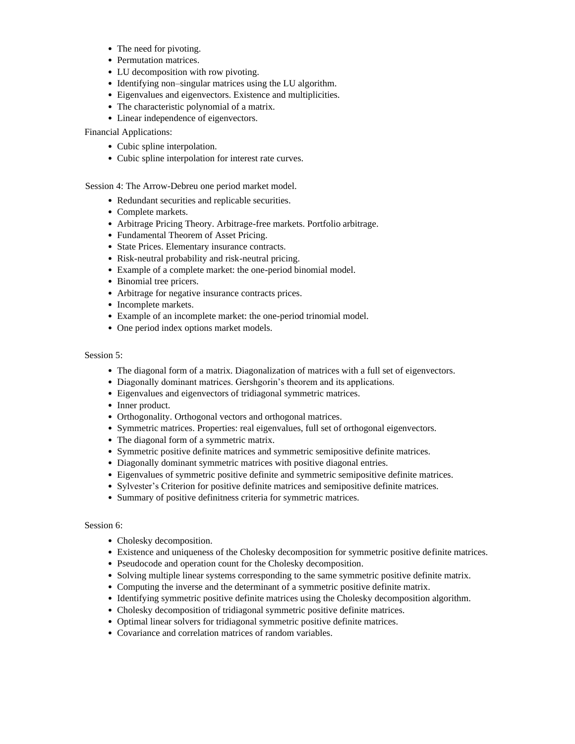- The need for pivoting.
- Permutation matrices.
- LU decomposition with row pivoting.
- Identifying non–singular matrices using the LU algorithm.
- Eigenvalues and eigenvectors. Existence and multiplicities.
- The characteristic polynomial of a matrix.
- Linear independence of eigenvectors.

Financial Applications:

- Cubic spline interpolation.
- Cubic spline interpolation for interest rate curves.

Session 4: The Arrow-Debreu one period market model.

- Redundant securities and replicable securities.
- Complete markets.
- Arbitrage Pricing Theory. Arbitrage-free markets. Portfolio arbitrage.
- Fundamental Theorem of Asset Pricing.
- State Prices. Elementary insurance contracts.
- Risk-neutral probability and risk-neutral pricing.
- Example of a complete market: the one-period binomial model.
- Binomial tree pricers.
- Arbitrage for negative insurance contracts prices.
- Incomplete markets.
- Example of an incomplete market: the one-period trinomial model.
- One period index options market models.

Session 5:

- The diagonal form of a matrix. Diagonalization of matrices with a full set of eigenvectors.
- Diagonally dominant matrices. Gershgorin's theorem and its applications.
- Eigenvalues and eigenvectors of tridiagonal symmetric matrices.
- Inner product.
- Orthogonality. Orthogonal vectors and orthogonal matrices.
- Symmetric matrices. Properties: real eigenvalues, full set of orthogonal eigenvectors.
- The diagonal form of a symmetric matrix.
- Symmetric positive definite matrices and symmetric semipositive definite matrices.
- Diagonally dominant symmetric matrices with positive diagonal entries.
- Eigenvalues of symmetric positive definite and symmetric semipositive definite matrices.
- Sylvester's Criterion for positive definite matrices and semipositive definite matrices.
- Summary of positive definitness criteria for symmetric matrices.

Session 6:

- Cholesky decomposition.
- Existence and uniqueness of the Cholesky decomposition for symmetric positive definite matrices.
- Pseudocode and operation count for the Cholesky decomposition.
- Solving multiple linear systems corresponding to the same symmetric positive definite matrix.
- Computing the inverse and the determinant of a symmetric positive definite matrix.
- Identifying symmetric positive definite matrices using the Cholesky decomposition algorithm.
- Cholesky decomposition of tridiagonal symmetric positive definite matrices.
- Optimal linear solvers for tridiagonal symmetric positive definite matrices.
- Covariance and correlation matrices of random variables.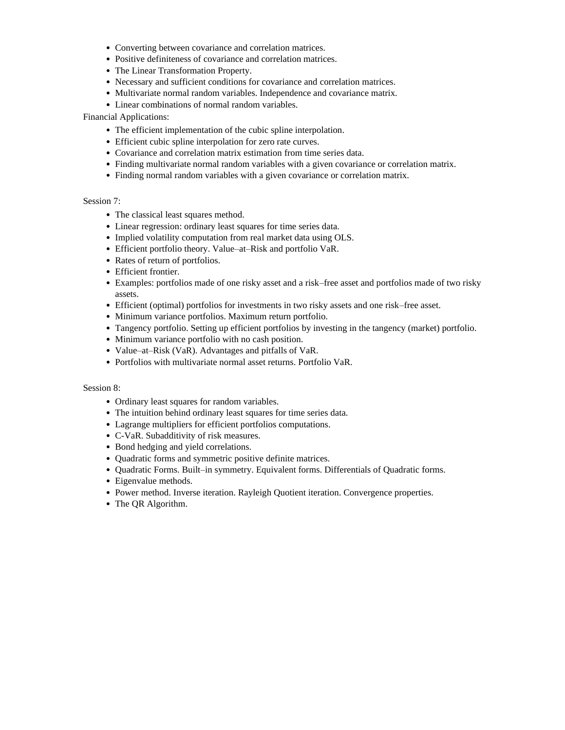- Converting between covariance and correlation matrices.
- Positive definiteness of covariance and correlation matrices.
- The Linear Transformation Property.
- Necessary and sufficient conditions for covariance and correlation matrices.
- Multivariate normal random variables. Independence and covariance matrix.
- Linear combinations of normal random variables.

Financial Applications:

- The efficient implementation of the cubic spline interpolation.
- Efficient cubic spline interpolation for zero rate curves.
- Covariance and correlation matrix estimation from time series data.
- Finding multivariate normal random variables with a given covariance or correlation matrix.
- Finding normal random variables with a given covariance or correlation matrix.

Session 7:

- The classical least squares method.
- Linear regression: ordinary least squares for time series data.
- Implied volatility computation from real market data using OLS.
- Efficient portfolio theory. Value–at–Risk and portfolio VaR.
- Rates of return of portfolios.
- Efficient frontier.
- Examples: portfolios made of one risky asset and a risk–free asset and portfolios made of two risky assets.
- Efficient (optimal) portfolios for investments in two risky assets and one risk–free asset.
- Minimum variance portfolios. Maximum return portfolio.
- Tangency portfolio. Setting up efficient portfolios by investing in the tangency (market) portfolio.
- Minimum variance portfolio with no cash position.
- Value–at–Risk (VaR). Advantages and pitfalls of VaR.
- Portfolios with multivariate normal asset returns. Portfolio VaR.

Session 8:

- Ordinary least squares for random variables.
- The intuition behind ordinary least squares for time series data.
- Lagrange multipliers for efficient portfolios computations.
- C-VaR. Subadditivity of risk measures.
- Bond hedging and yield correlations.
- Quadratic forms and symmetric positive definite matrices.
- Quadratic Forms. Built–in symmetry. Equivalent forms. Differentials of Quadratic forms.
- Eigenvalue methods.
- Power method. Inverse iteration. Rayleigh Quotient iteration. Convergence properties.
- The QR Algorithm.